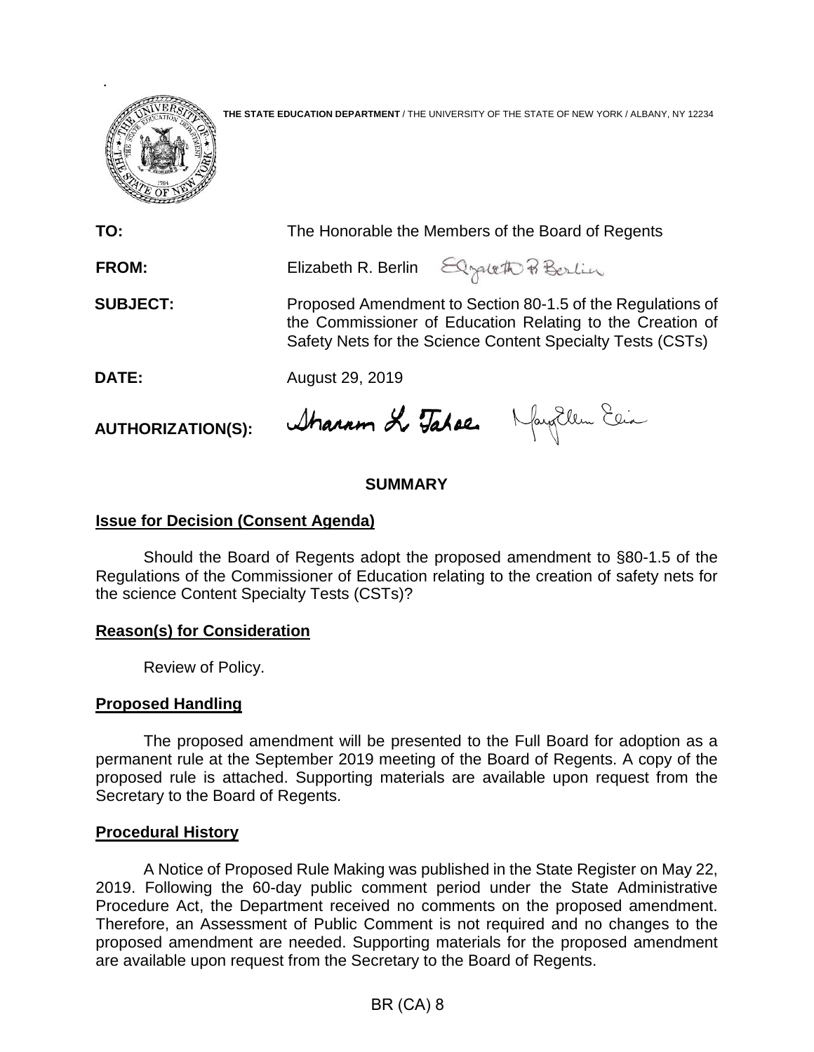**THE STATE EDUCATION DEPARTMENT** / THE UNIVERSITY OF THE STATE OF NEW YORK / ALBANY, NY 12234

**TO:** The Honorable the Members of the Board of Regents

**FROM:** Elizabeth R. Berlin

**SUBJECT:** Proposed Amendment to Section 80-1.5 of the Regulations of the Commissioner of Education Relating to the Creation of Safety Nets for the Science Content Specialty Tests (CSTs)

**DATE:** August 29, 2019

**AUTHORIZATION(S):**

## SUMMARY

### Issue for Decision (Consent Agenda)

Should the Board of Regents adopt the proposed amendment to §80-1.5 of the Regulations of the Commissioner of Education relating to the creation of safety nets for the science Content Specialty Tests (CSTs)?

### Reason(s) for Consideration

Review of Policy.

### Proposed Handling

The proposed amendment will be presented to the Full Board for adoption as a permanent rule at the September 2019 meeting of the Board of Regents. A copy of the proposed rule is attached. Supporting materials are available upon request from the Secretary to the Board of Regents.

### Procedural History

A Notice of Proposed Rule Making was published in the State Register on May 22, 2019. Following the 60-day public comment period under the State Administrative Procedure Act, the Department received no comments on the proposed amendment. Therefore, an Assessment of Public Comment is not required and no changes to the proposed amendment are needed. Supporting materials for the proposed amendment are available upon request from the Secretary to the Board of Regents.

BR (CA) 8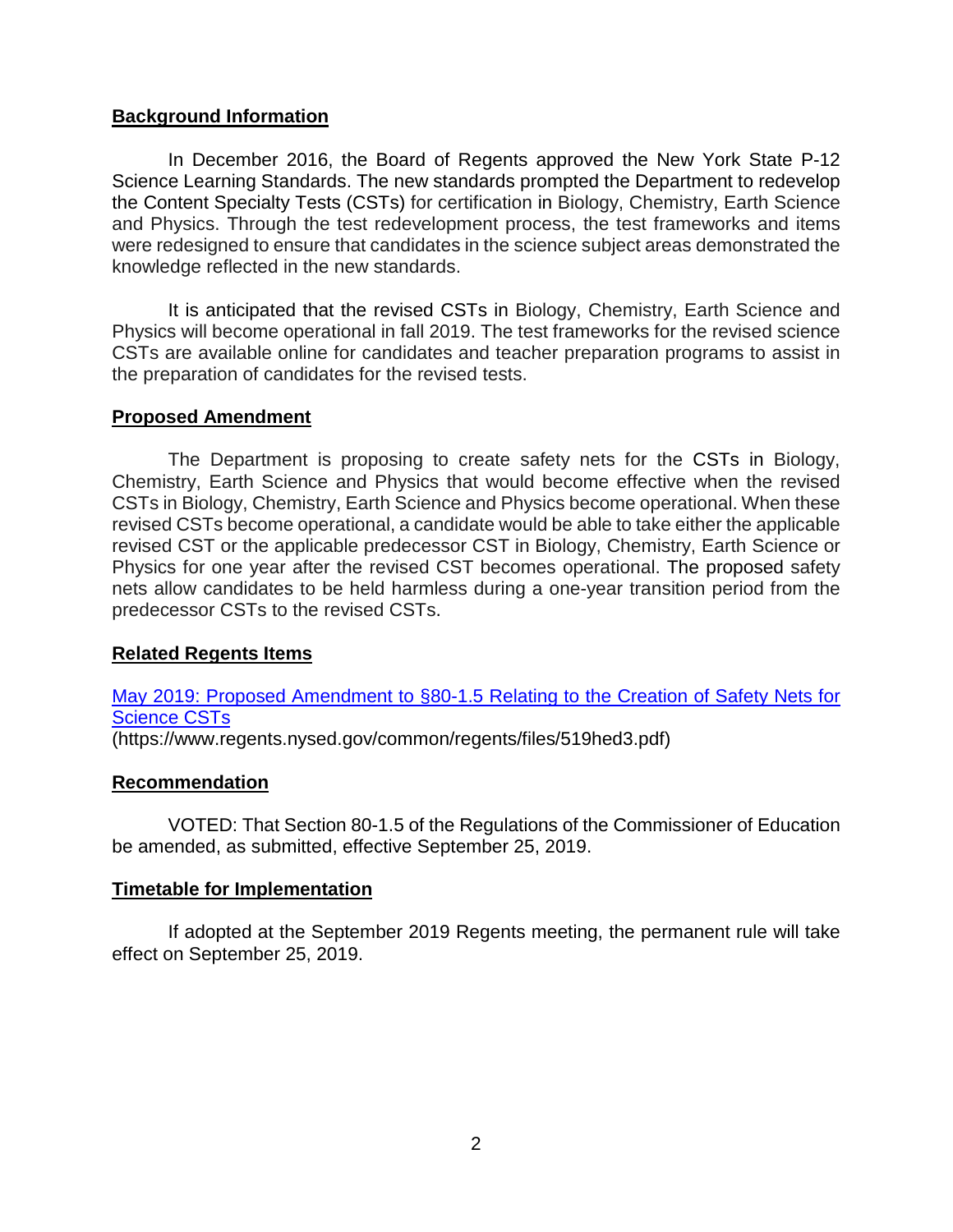## Background Information

In December 2016, the Board of Regents approved the New York State P-12 Science Learning Standards. The new standards prompted the Department to redevelop the Content Specialty Tests (CSTs) for certification in Biology, Chemistry, Earth Science and Physics. Through the test redevelopment process, the test frameworks and items were redesigned to ensure that candidates in the science subject areas demonstrated the knowledge reflected in the new standards.

It is anticipated that the revised CSTs in Biology, Chemistry, Earth Science and Physics will become operational in fall 2019. The test frameworks for the revised science CSTs are available online for candidates and teacher preparation programs to assist in the preparation of candidates for the revised tests.

## Proposed Amendment

The Department is proposing to create safety nets for the CSTs in Biology, Chemistry, Earth Science and Physics that would become effective when the revised CSTs in Biology, Chemistry, Earth Science and Physics become operational. When these revised CSTs become operational, a candidate would be able to take either the applicable revised CST or the applicable predecessor CST in Biology, Chemistry, Earth Science or Physics for one year after the revised CST becomes operational. The proposed safety nets allow candidates to be held harmless during a one-year transition period from the predecessor CSTs to the revised CSTs.

## Related Regents Items

[May 2019: Proposed Amendment to §80-1.5 Relating to the Creation of Safety Nets for Science CSTs](https://www.regents.nysed.gov/common/regents/files/519hed3.pdf)
(https://www.regents.nysed.gov/common/regents/files/519hed3.pdf)

## Recommendation

VOTED: That Section 80-1.5 of the Regulations of the Commissioner of Education be amended, as submitted, effective September 25, 2019.

## Timetable for Implementation

If adopted at the September 2019 Regents meeting, the permanent rule will take effect on September 25, 2019.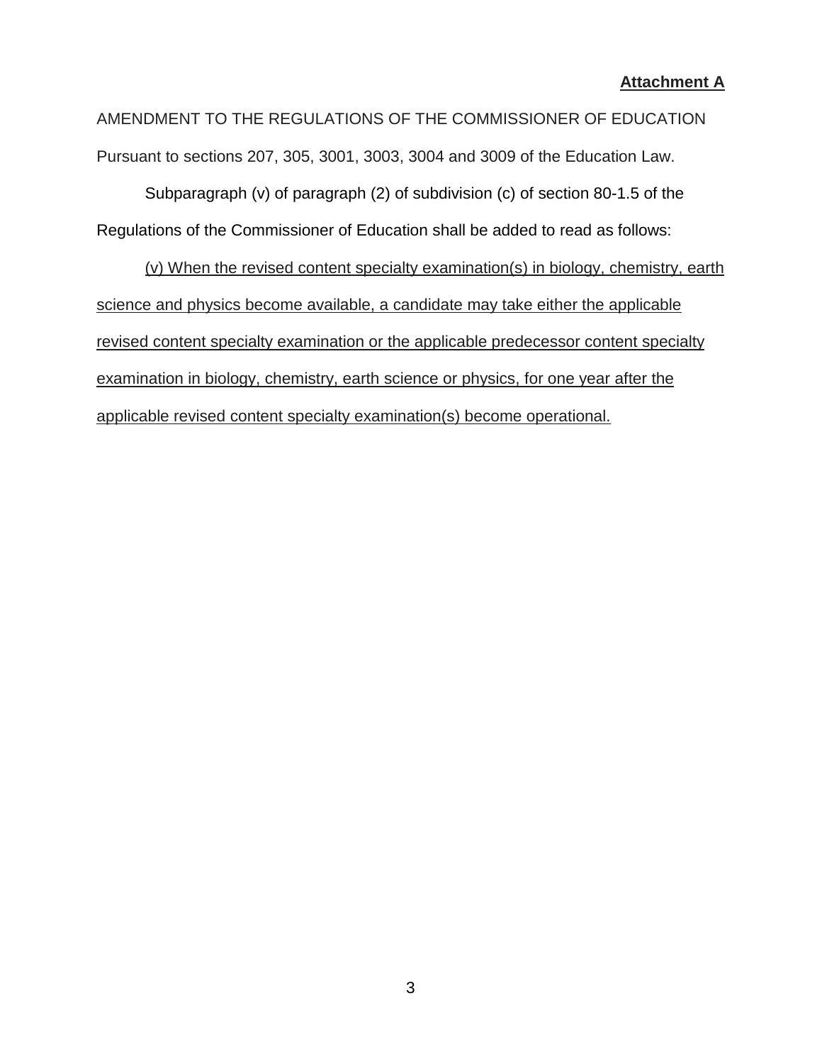**Attachment A**

AMENDMENT TO THE REGULATIONS OF THE COMMISSIONER OF EDUCATION

Pursuant to sections 207, 305, 3001, 3003, 3004 and 3009 of the Education Law.

Subparagraph (v) of paragraph (2) of subdivision (c) of section 80-1.5 of the Regulations of the Commissioner of Education shall be added to read as follows:

<u>(v) When the revised content specialty examination(s) in biology, chemistry, earth science and physics become available, a candidate may take either the applicable revised content specialty examination or the applicable predecessor content specialty examination in biology, chemistry, earth science or physics, for one year after the applicable revised content specialty examination(s) become operational.</u>